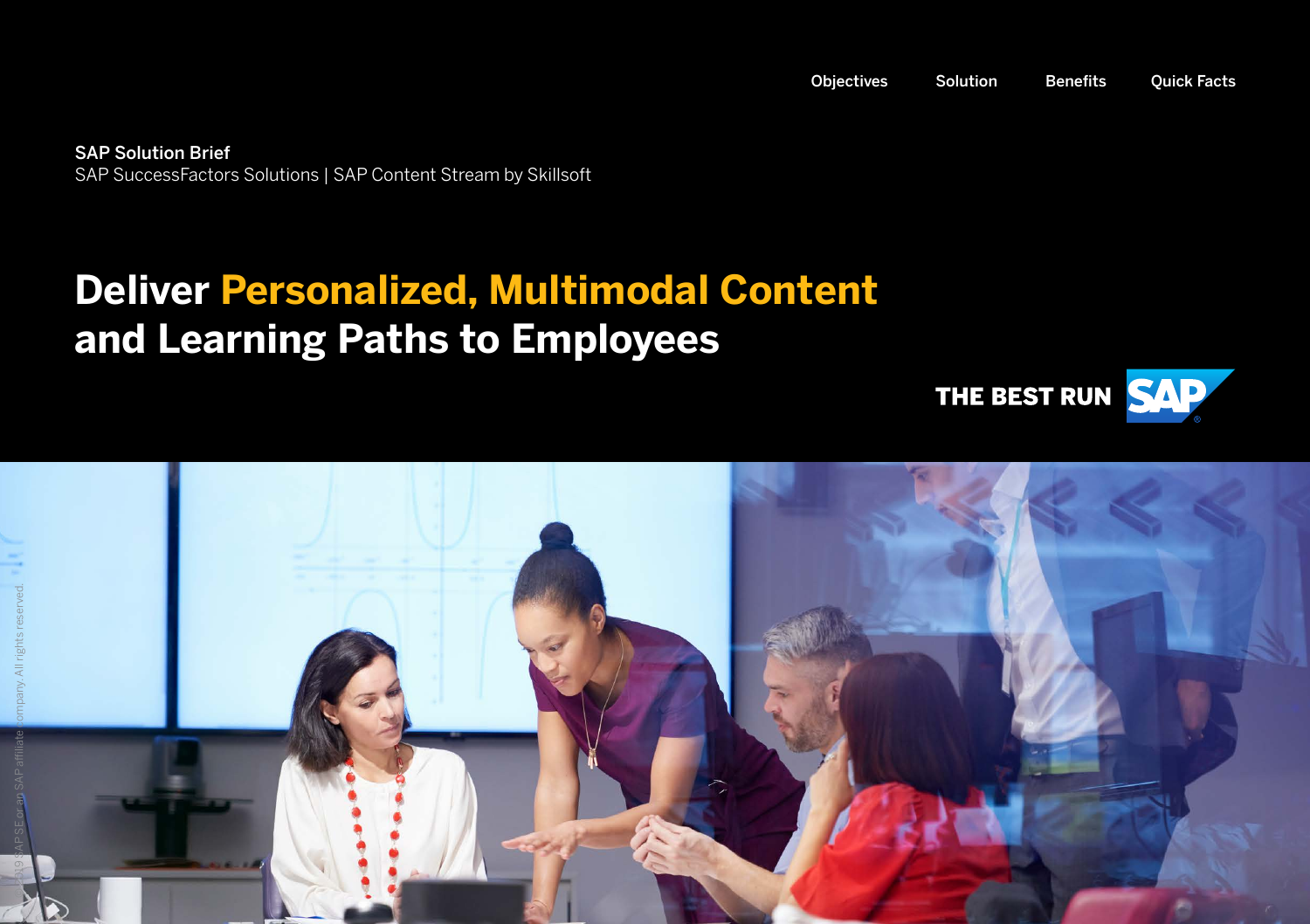Objectives Solution Benefits Quick Facts

**SAP Solution Brief**
SAP SuccessFactors Solutions | SAP Content Stream by Skillsoft

# Deliver Personalized, Multimodal Content and Learning Paths to Employees

THE BEST RUN SAP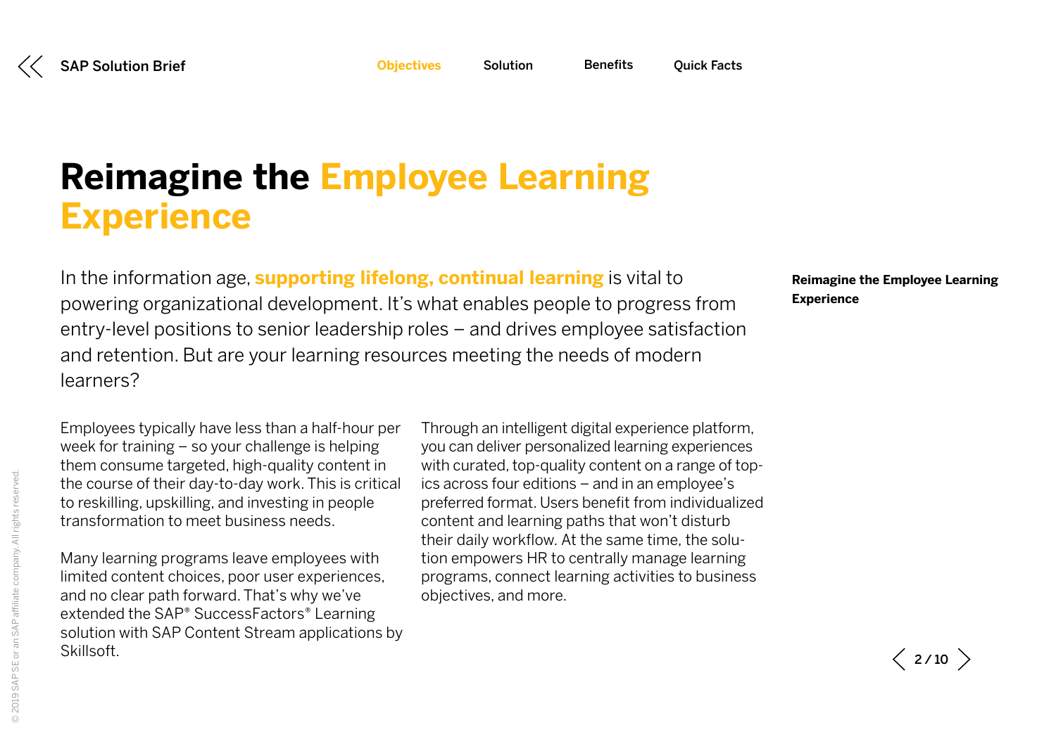# Reimagine the Employee Learning Experience

In the information age, **supporting lifelong, continual learning** is vital to powering organizational development. It's what enables people to progress from entry-level positions to senior leadership roles – and drives employee satisfaction and retention. But are your learning resources meeting the needs of modern learners?

Employees typically have less than a half-hour per week for training – so your challenge is helping them consume targeted, high-quality content in the course of their day-to-day work. This is critical to reskilling, upskilling, and investing in people transformation to meet business needs.

Many learning programs leave employees with limited content choices, poor user experiences, and no clear path forward. That's why we've extended the SAP® SuccessFactors® Learning solution with SAP Content Stream applications by Skillsoft.

Through an intelligent digital experience platform, you can deliver personalized learning experiences with curated, top-quality content on a range of topics across four editions – and in an employee's preferred format. Users benefit from individualized content and learning paths that won't disturb their daily workflow. At the same time, the solution empowers HR to centrally manage learning programs, connect learning activities to business objectives, and more.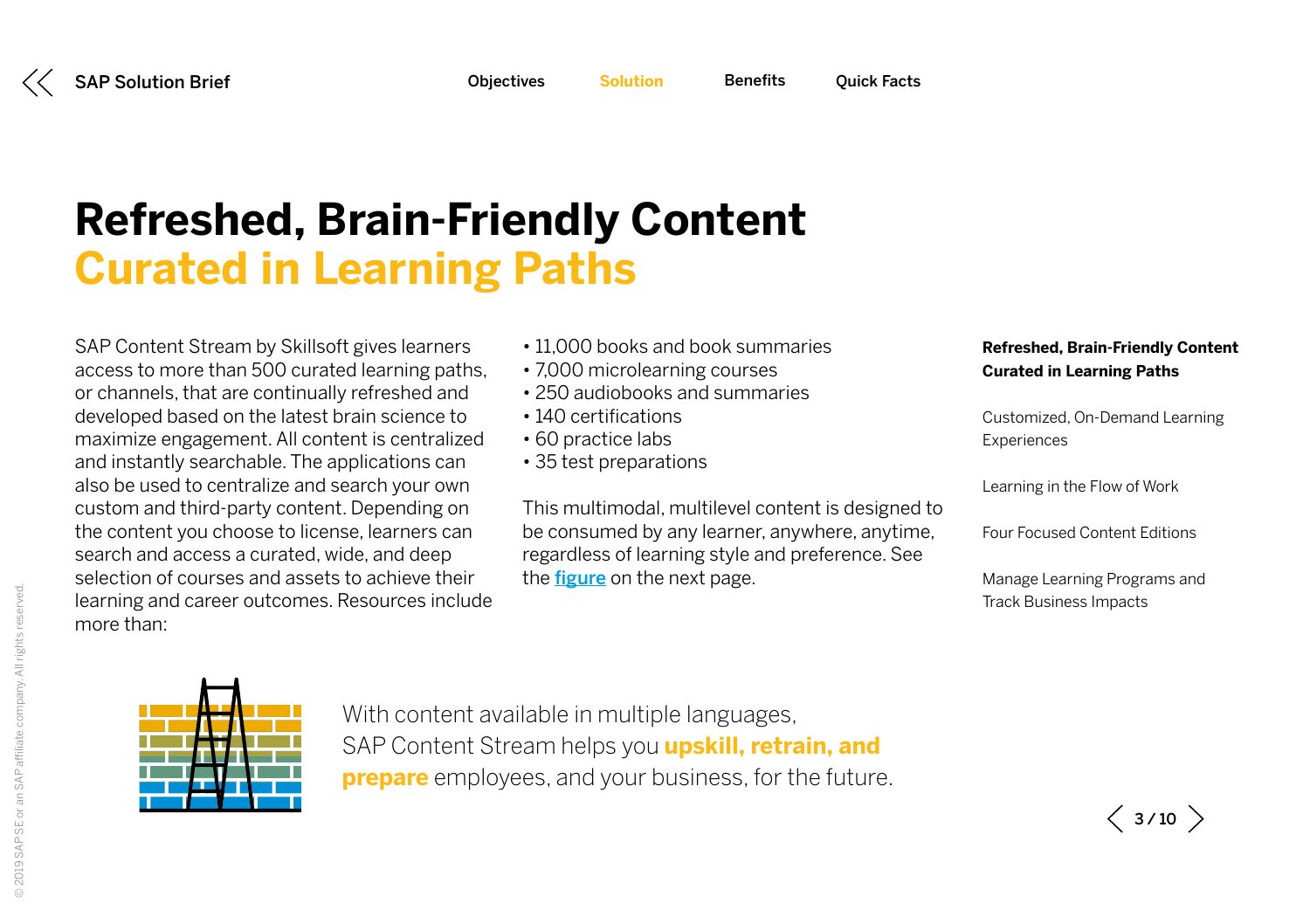# Refreshed, Brain-Friendly Content Curated in Learning Paths

SAP Content Stream by Skillsoft gives learners access to more than 500 curated learning paths, or channels, that are continually refreshed and developed based on the latest brain science to maximize engagement. All content is centralized and instantly searchable. The applications can also be used to centralize and search your own custom and third-party content. Depending on the content you choose to license, learners can search and access a curated, wide, and deep selection of courses and assets to achieve their learning and career outcomes. Resources include more than:

- 11,000 books and book summaries
- 7,000 microlearning courses
- 250 audiobooks and summaries
- 140 certifications
- 60 practice labs
- 35 test preparations

This multimodal, multilevel content is designed to be consumed by any learner, anywhere, anytime, regardless of learning style and preference. See the **figure** on the next page.

With content available in multiple languages, SAP Content Stream helps you **upskill, retrain, and prepare** employees, and your business, for the future.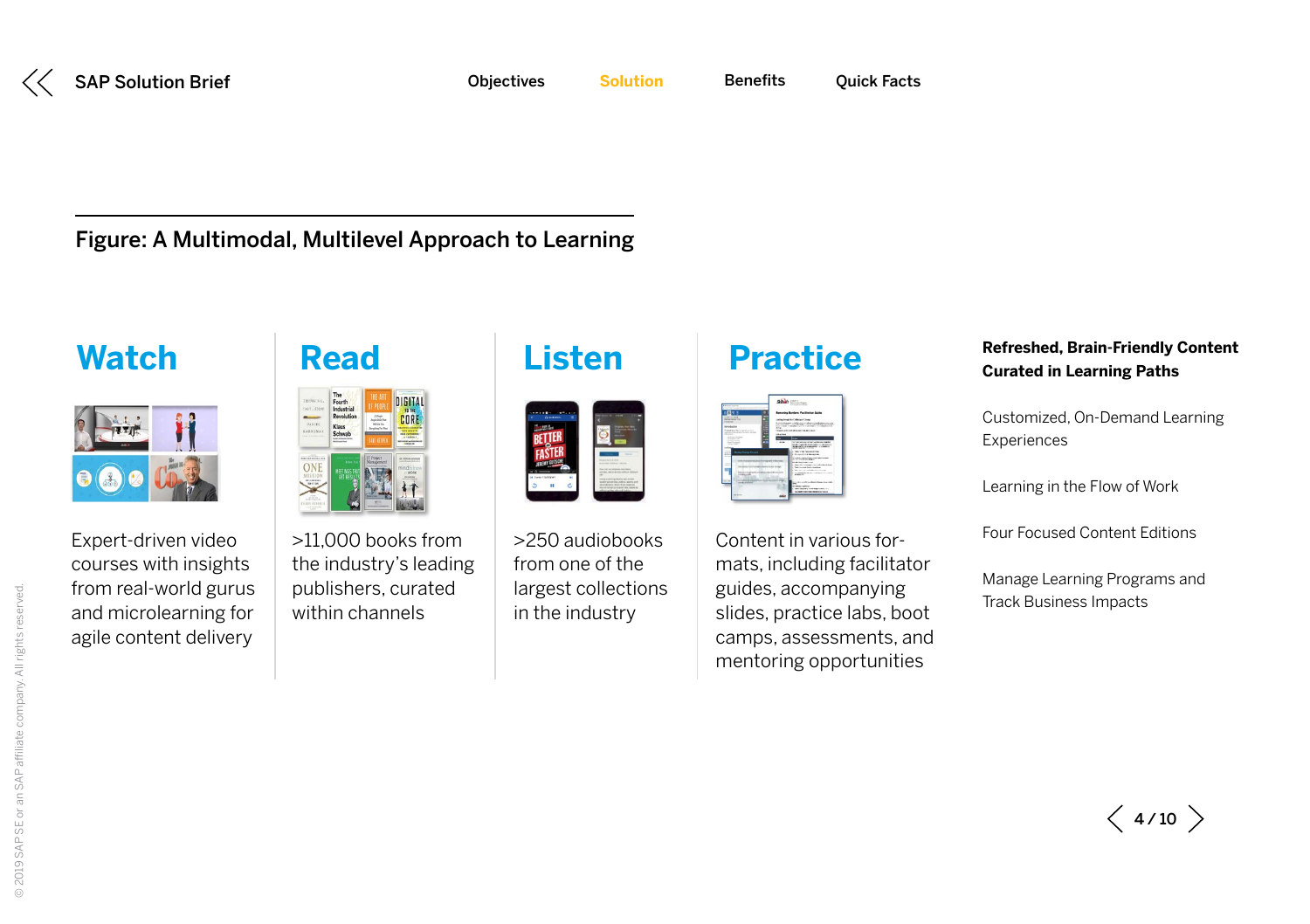Figure: A Multimodal, Multilevel Approach to Learning

## Watch

Expert-driven video courses with insights from real-world gurus and microlearning for agile content delivery

## Read

>11,000 books from the industry's leading publishers, curated within channels

## Listen

>250 audiobooks from one of the largest collections in the industry

## Practice

Content in various formats, including facilitator guides, accompanying slides, practice labs, boot camps, assessments, and mentoring opportunities

**Refreshed, Brain-Friendly Content Curated in Learning Paths**

Customized, On-Demand Learning Experiences

Learning in the Flow of Work

Four Focused Content Editions

Manage Learning Programs and Track Business Impacts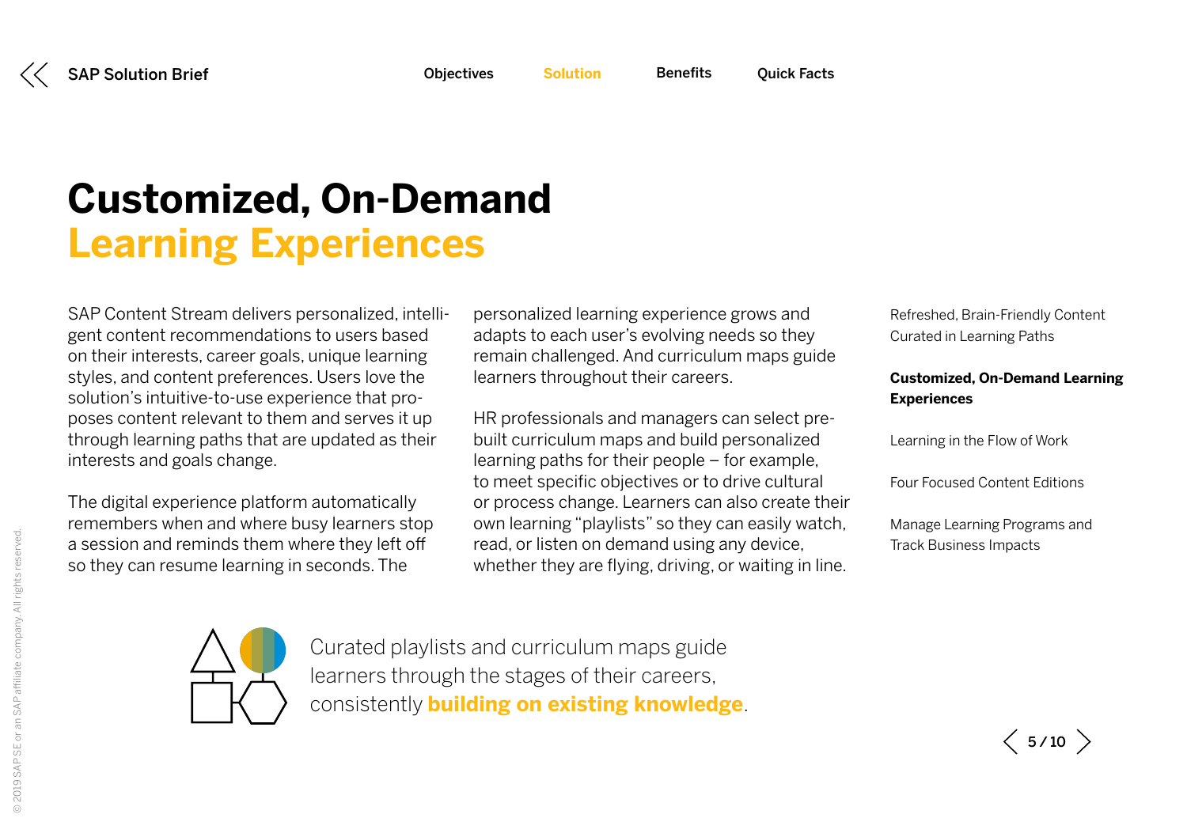# Customized, On-Demand Learning Experiences

SAP Content Stream delivers personalized, intelligent content recommendations to users based on their interests, career goals, unique learning styles, and content preferences. Users love the solution's intuitive-to-use experience that proposes content relevant to them and serves it up through learning paths that are updated as their interests and goals change.

The digital experience platform automatically remembers when and where busy learners stop a session and reminds them where they left off so they can resume learning in seconds. The personalized learning experience grows and adapts to each user's evolving needs so they remain challenged. And curriculum maps guide learners throughout their careers.

HR professionals and managers can select prebuilt curriculum maps and build personalized learning paths for their people – for example, to meet specific objectives or to drive cultural or process change. Learners can also create their own learning "playlists" so they can easily watch, read, or listen on demand using any device, whether they are flying, driving, or waiting in line.

Curated playlists and curriculum maps guide learners through the stages of their careers, consistently **building on existing knowledge**.

Refreshed, Brain-Friendly Content Curated in Learning Paths

**Customized, On-Demand Learning Experiences**

Learning in the Flow of Work

Four Focused Content Editions

Manage Learning Programs and Track Business Impacts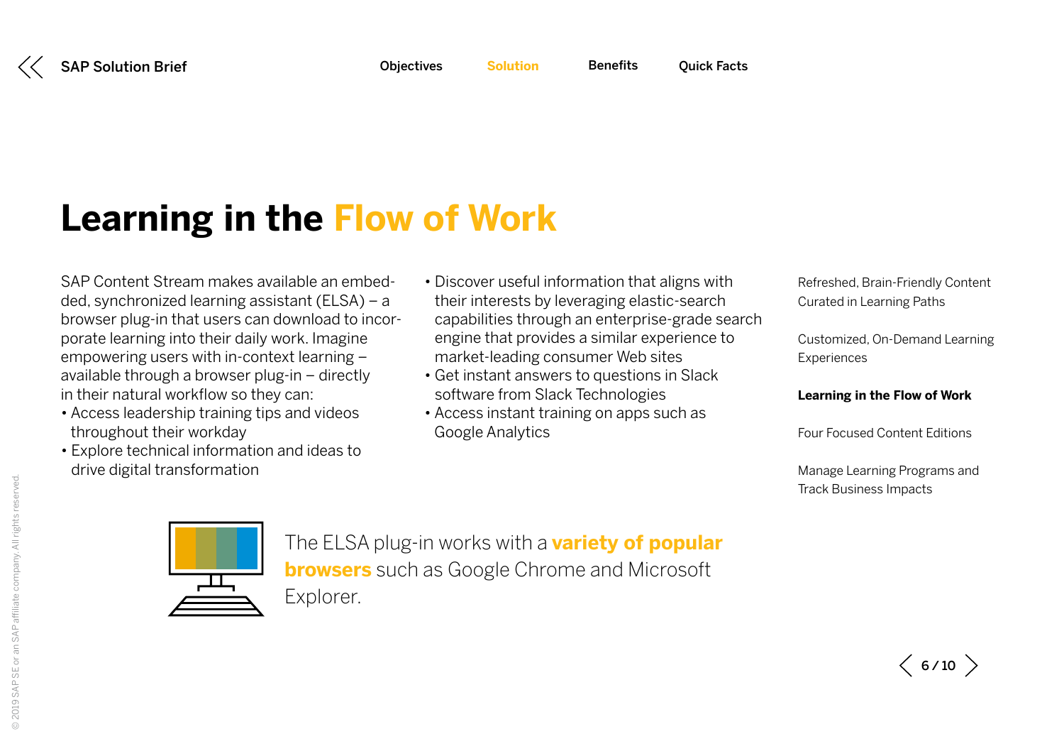# Learning in the Flow of Work

SAP Content Stream makes available an embedded, synchronized learning assistant (ELSA) – a browser plug-in that users can download to incorporate learning into their daily work. Imagine empowering users with in-context learning – available through a browser plug-in – directly in their natural workflow so they can:

- Access leadership training tips and videos throughout their workday
- Explore technical information and ideas to drive digital transformation
- Discover useful information that aligns with their interests by leveraging elastic-search capabilities through an enterprise-grade search engine that provides a similar experience to market-leading consumer Web sites
- Get instant answers to questions in Slack software from Slack Technologies
- Access instant training on apps such as Google Analytics

The ELSA plug-in works with a **variety of popular browsers** such as Google Chrome and Microsoft Explorer.

Refreshed, Brain-Friendly Content Curated in Learning Paths

Customized, On-Demand Learning Experiences

**Learning in the Flow of Work**

Four Focused Content Editions

Manage Learning Programs and Track Business Impacts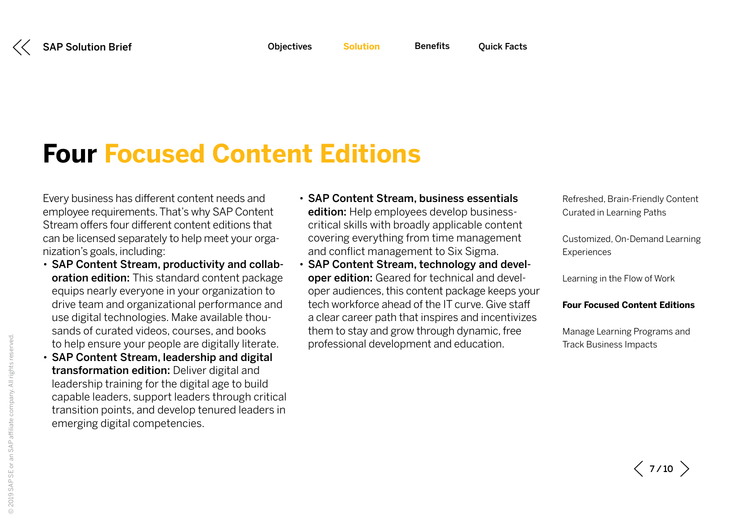# Four Focused Content Editions

Every business has different content needs and employee requirements. That's why SAP Content Stream offers four different content editions that can be licensed separately to help meet your organization's goals, including:

- **SAP Content Stream, productivity and collaboration edition:** This standard content package equips nearly everyone in your organization to drive team and organizational performance and use digital technologies. Make available thousands of curated videos, courses, and books to help ensure your people are digitally literate.
- **SAP Content Stream, leadership and digital transformation edition:** Deliver digital and leadership training for the digital age to build capable leaders, support leaders through critical transition points, and develop tenured leaders in emerging digital competencies.
- **SAP Content Stream, business essentials edition:** Help employees develop business-critical skills with broadly applicable content covering everything from time management and conflict management to Six Sigma.
- **SAP Content Stream, technology and developer edition:** Geared for technical and developer audiences, this content package keeps your tech workforce ahead of the IT curve. Give staff a clear career path that inspires and incentivizes them to stay and grow through dynamic, free professional development and education.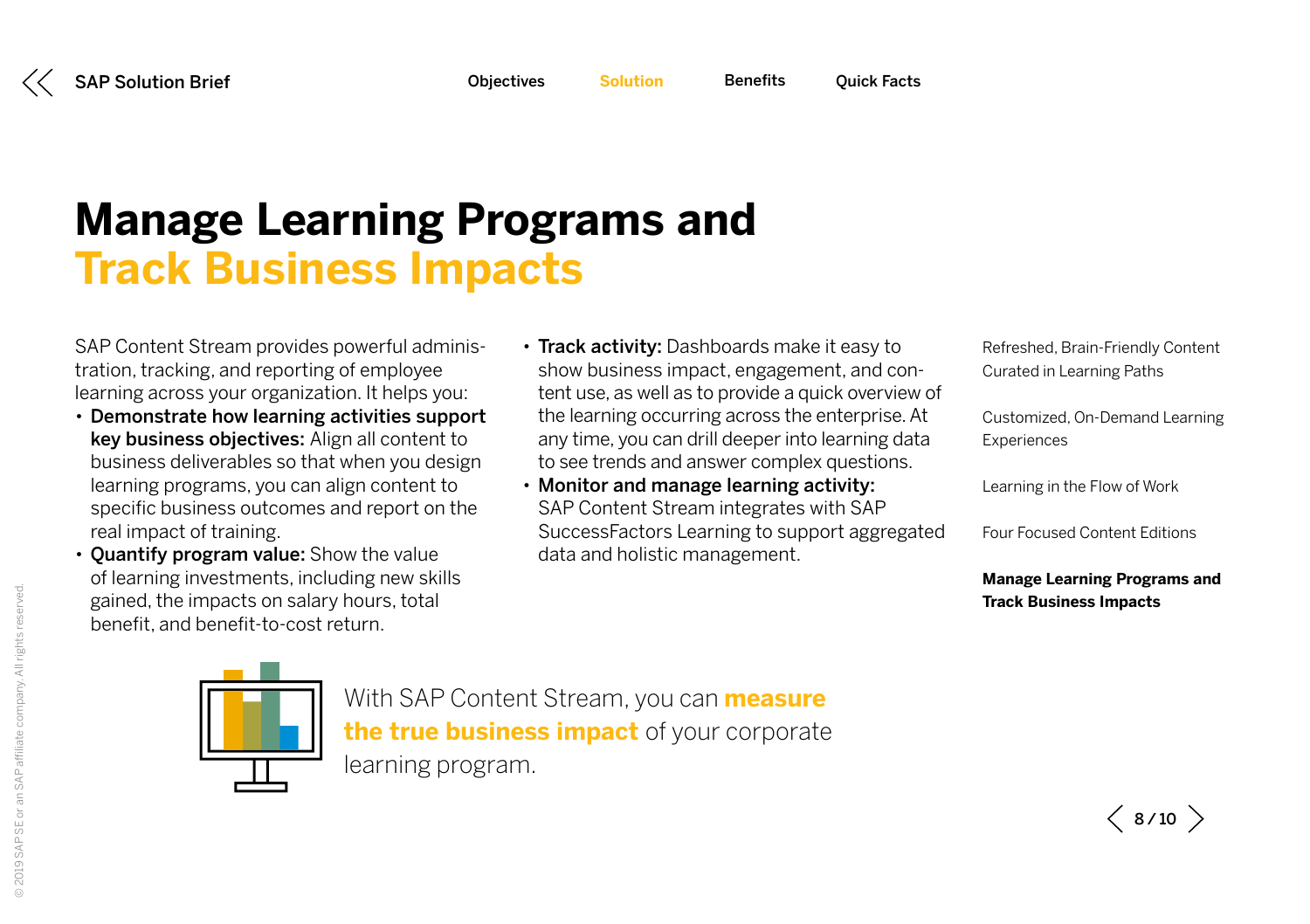# Manage Learning Programs and Track Business Impacts

SAP Content Stream provides powerful administration, tracking, and reporting of employee learning across your organization. It helps you:

- **Demonstrate how learning activities support key business objectives:** Align all content to business deliverables so that when you design learning programs, you can align content to specific business outcomes and report on the real impact of training.
- **Quantify program value:** Show the value of learning investments, including new skills gained, the impacts on salary hours, total benefit, and benefit-to-cost return.
- **Track activity:** Dashboards make it easy to show business impact, engagement, and content use, as well as to provide a quick overview of the learning occurring across the enterprise. At any time, you can drill deeper into learning data to see trends and answer complex questions.
- **Monitor and manage learning activity:** SAP Content Stream integrates with SAP SuccessFactors Learning to support aggregated data and holistic management.

With SAP Content Stream, you can **measure the true business impact** of your corporate learning program.

Refreshed, Brain-Friendly Content Curated in Learning Paths

Customized, On-Demand Learning Experiences

Learning in the Flow of Work

Four Focused Content Editions

**Manage Learning Programs and Track Business Impacts**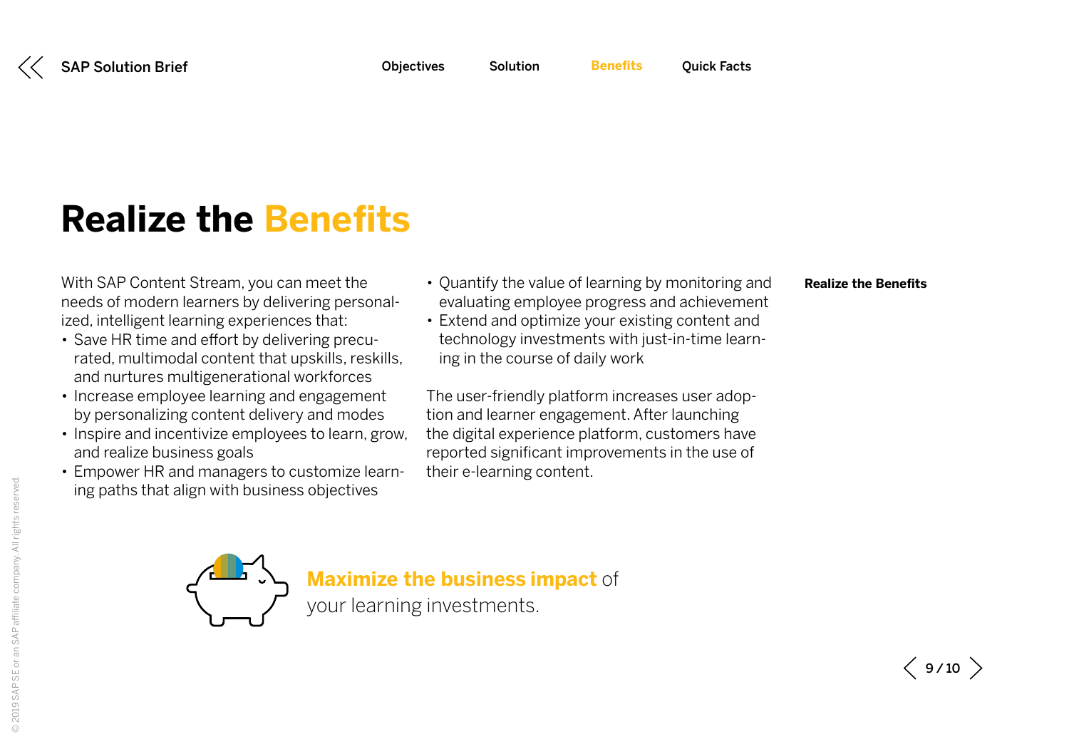# Realize the Benefits

With SAP Content Stream, you can meet the needs of modern learners by delivering personalized, intelligent learning experiences that:

- Save HR time and effort by delivering precurated, multimodal content that upskills, reskills, and nurtures multigenerational workforces
- Increase employee learning and engagement by personalizing content delivery and modes
- Inspire and incentivize employees to learn, grow, and realize business goals
- Empower HR and managers to customize learning paths that align with business objectives
- Quantify the value of learning by monitoring and evaluating employee progress and achievement
- Extend and optimize your existing content and technology investments with just-in-time learning in the course of daily work

The user-friendly platform increases user adoption and learner engagement. After launching the digital experience platform, customers have reported significant improvements in the use of their e-learning content.

**Maximize the business impact** of your learning investments.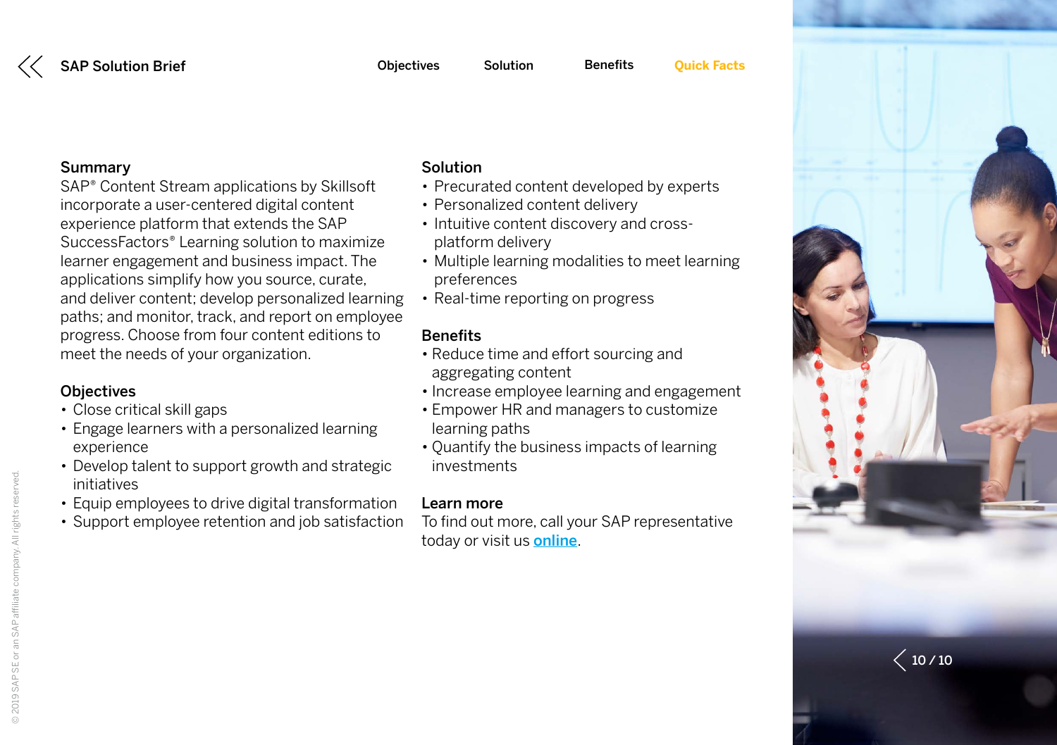## Summary

SAP® Content Stream applications by Skillsoft incorporate a user-centered digital content experience platform that extends the SAP SuccessFactors® Learning solution to maximize learner engagement and business impact. The applications simplify how you source, curate, and deliver content; develop personalized learning paths; and monitor, track, and report on employee progress. Choose from four content editions to meet the needs of your organization.

## Objectives

- Close critical skill gaps
- Engage learners with a personalized learning experience
- Develop talent to support growth and strategic initiatives
- Equip employees to drive digital transformation
- Support employee retention and job satisfaction

## Solution

- Precurated content developed by experts
- Personalized content delivery
- Intuitive content discovery and cross-platform delivery
- Multiple learning modalities to meet learning preferences
- Real-time reporting on progress

## Benefits

- Reduce time and effort sourcing and aggregating content
- Increase employee learning and engagement
- Empower HR and managers to customize learning paths
- Quantify the business impacts of learning investments

## Learn more

To find out more, call your SAP representative today or visit us **online**.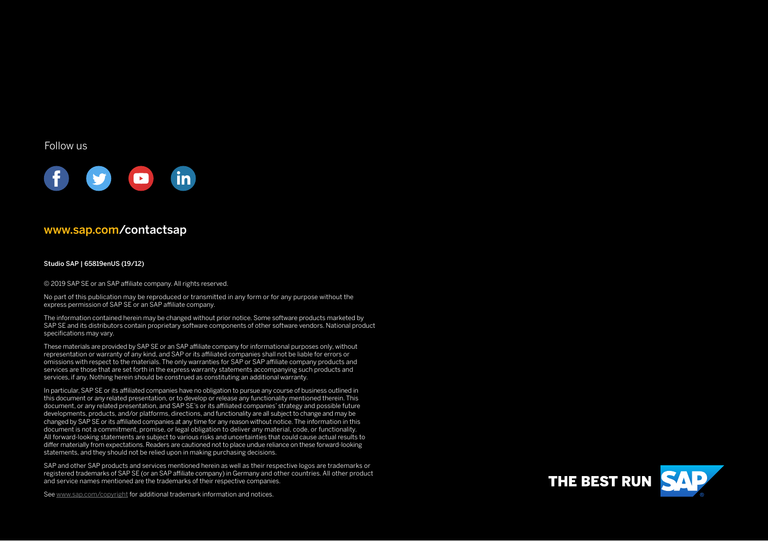Follow us

www.sap.com/contactsap

**Studio SAP | 65819enUS (19/12)**

© 2019 SAP SE or an SAP affiliate company. All rights reserved.

No part of this publication may be reproduced or transmitted in any form or for any purpose without the express permission of SAP SE or an SAP affiliate company.

The information contained herein may be changed without prior notice. Some software products marketed by SAP SE and its distributors contain proprietary software components of other software vendors. National product specifications may vary.

These materials are provided by SAP SE or an SAP affiliate company for informational purposes only, without representation or warranty of any kind, and SAP or its affiliated companies shall not be liable for errors or omissions with respect to the materials. The only warranties for SAP or SAP affiliate company products and services are those that are set forth in the express warranty statements accompanying such products and services, if any. Nothing herein should be construed as constituting an additional warranty.

In particular, SAP SE or its affiliated companies have no obligation to pursue any course of business outlined in this document or any related presentation, or to develop or release any functionality mentioned therein. This document, or any related presentation, and SAP SE's or its affiliated companies' strategy and possible future developments, products, and/or platforms, directions, and functionality are all subject to change and may be changed by SAP SE or its affiliated companies at any time for any reason without notice. The information in this document is not a commitment, promise, or legal obligation to deliver any material, code, or functionality. All forward-looking statements are subject to various risks and uncertainties that could cause actual results to differ materially from expectations. Readers are cautioned not to place undue reliance on these forward-looking statements, and they should not be relied upon in making purchasing decisions.

SAP and other SAP products and services mentioned herein as well as their respective logos are trademarks or registered trademarks of SAP SE (or an SAP affiliate company) in Germany and other countries. All other product and service names mentioned are the trademarks of their respective companies.

See www.sap.com/copyright for additional trademark information and notices.

THE BEST RUN SAP